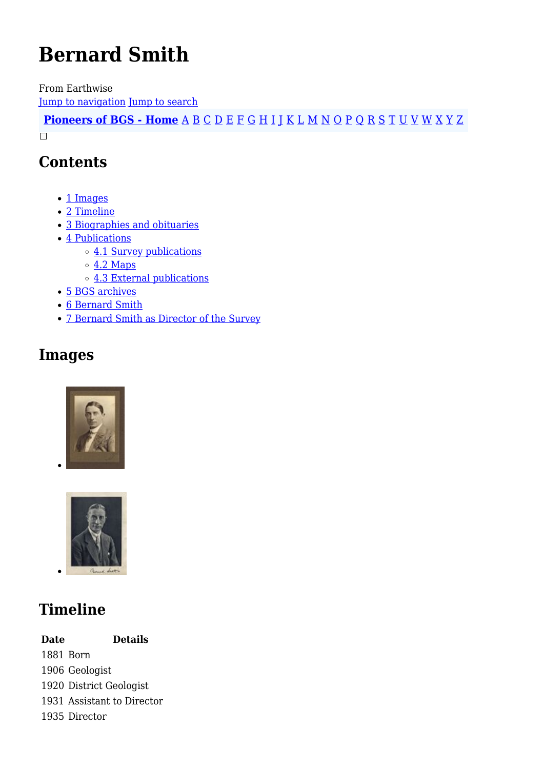# Bernard Smith

From Earthwise

Jump to navigation Jump to search

**Pioneers of BGS - Home** A B C D E F G H I J K L M N O P Q R S T U V W X Y Z

## Contents

- 1 Images
- 2 Timeline
- 3 Biographies and obituaries
- 4 Publications
  - 4.1 Survey publications
  - 4.2 Maps
  - 4.3 External publications
- 5 BGS archives
- 6 Bernard Smith
- 7 Bernard Smith as Director of the Survey

## Images

## Timeline

| Date | Details |
|---|---|
| 1881 | Born |
| 1906 | Geologist |
| 1920 | District Geologist |
| 1931 | Assistant to Director |
| 1935 | Director |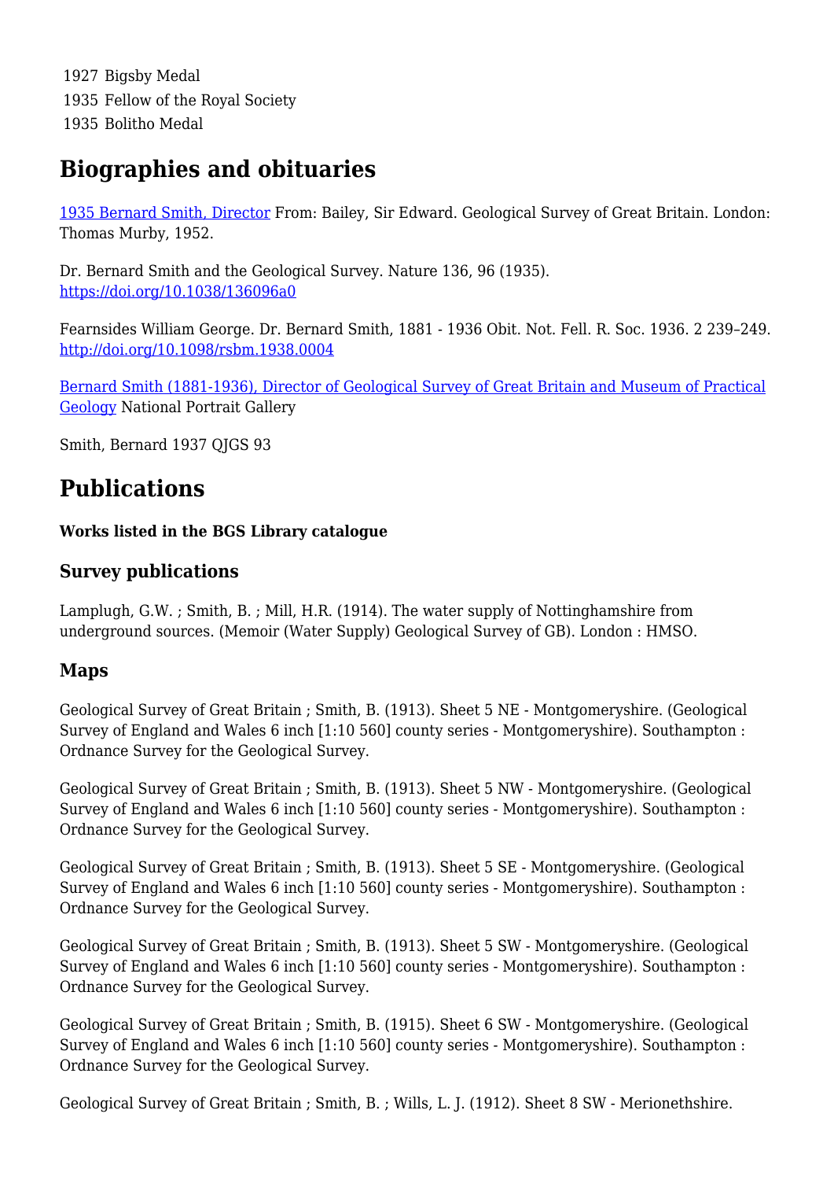1927 Bigsby Medal
1935 Fellow of the Royal Society
1935 Bolitho Medal

## Biographies and obituaries

[1935 Bernard Smith, Director](#) From: Bailey, Sir Edward. Geological Survey of Great Britain. London: Thomas Murby, 1952.

Dr. Bernard Smith and the Geological Survey. Nature 136, 96 (1935). https://doi.org/10.1038/136096a0

Fearnsides William George. Dr. Bernard Smith, 1881 - 1936 Obit. Not. Fell. R. Soc. 1936. 2 239–249. http://doi.org/10.1098/rsbm.1938.0004

[Bernard Smith (1881-1936), Director of Geological Survey of Great Britain and Museum of Practical Geology](#) National Portrait Gallery

Smith, Bernard 1937 QJGS 93

## Publications

**Works listed in the BGS Library catalogue**

### Survey publications

Lamplugh, G.W. ; Smith, B. ; Mill, H.R. (1914). The water supply of Nottinghamshire from underground sources. (Memoir (Water Supply) Geological Survey of GB). London : HMSO.

### Maps

Geological Survey of Great Britain ; Smith, B. (1913). Sheet 5 NE - Montgomeryshire. (Geological Survey of England and Wales 6 inch [1:10 560] county series - Montgomeryshire). Southampton : Ordnance Survey for the Geological Survey.

Geological Survey of Great Britain ; Smith, B. (1913). Sheet 5 NW - Montgomeryshire. (Geological Survey of England and Wales 6 inch [1:10 560] county series - Montgomeryshire). Southampton : Ordnance Survey for the Geological Survey.

Geological Survey of Great Britain ; Smith, B. (1913). Sheet 5 SE - Montgomeryshire. (Geological Survey of England and Wales 6 inch [1:10 560] county series - Montgomeryshire). Southampton : Ordnance Survey for the Geological Survey.

Geological Survey of Great Britain ; Smith, B. (1913). Sheet 5 SW - Montgomeryshire. (Geological Survey of England and Wales 6 inch [1:10 560] county series - Montgomeryshire). Southampton : Ordnance Survey for the Geological Survey.

Geological Survey of Great Britain ; Smith, B. (1915). Sheet 6 SW - Montgomeryshire. (Geological Survey of England and Wales 6 inch [1:10 560] county series - Montgomeryshire). Southampton : Ordnance Survey for the Geological Survey.

Geological Survey of Great Britain ; Smith, B. ; Wills, L. J. (1912). Sheet 8 SW - Merionethshire.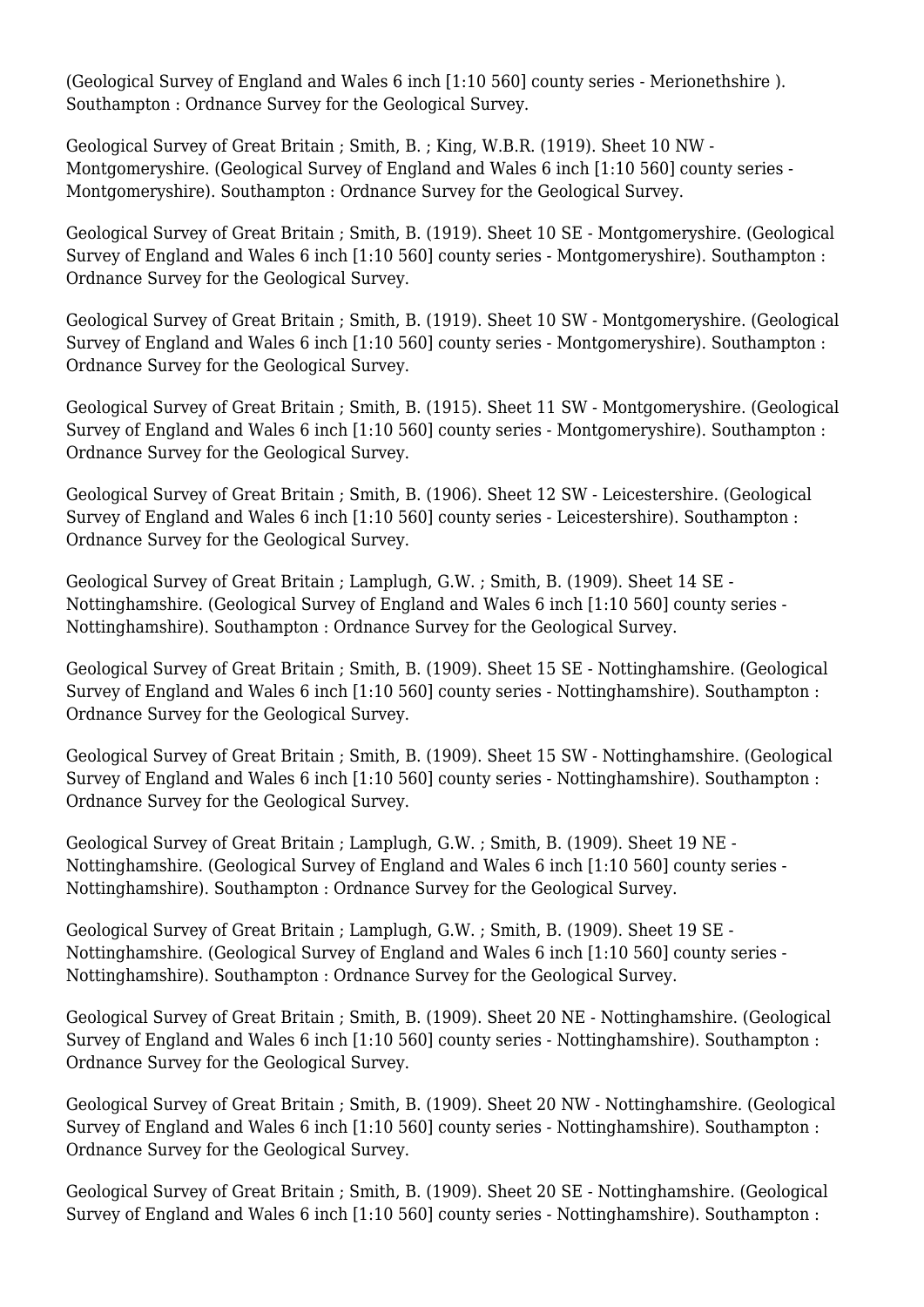(Geological Survey of England and Wales 6 inch [1:10 560] county series - Merionethshire ). Southampton : Ordnance Survey for the Geological Survey.

Geological Survey of Great Britain ; Smith, B. ; King, W.B.R. (1919). Sheet 10 NW - Montgomeryshire. (Geological Survey of England and Wales 6 inch [1:10 560] county series - Montgomeryshire). Southampton : Ordnance Survey for the Geological Survey.

Geological Survey of Great Britain ; Smith, B. (1919). Sheet 10 SE - Montgomeryshire. (Geological Survey of England and Wales 6 inch [1:10 560] county series - Montgomeryshire). Southampton : Ordnance Survey for the Geological Survey.

Geological Survey of Great Britain ; Smith, B. (1919). Sheet 10 SW - Montgomeryshire. (Geological Survey of England and Wales 6 inch [1:10 560] county series - Montgomeryshire). Southampton : Ordnance Survey for the Geological Survey.

Geological Survey of Great Britain ; Smith, B. (1915). Sheet 11 SW - Montgomeryshire. (Geological Survey of England and Wales 6 inch [1:10 560] county series - Montgomeryshire). Southampton : Ordnance Survey for the Geological Survey.

Geological Survey of Great Britain ; Smith, B. (1906). Sheet 12 SW - Leicestershire. (Geological Survey of England and Wales 6 inch [1:10 560] county series - Leicestershire). Southampton : Ordnance Survey for the Geological Survey.

Geological Survey of Great Britain ; Lamplugh, G.W. ; Smith, B. (1909). Sheet 14 SE - Nottinghamshire. (Geological Survey of England and Wales 6 inch [1:10 560] county series - Nottinghamshire). Southampton : Ordnance Survey for the Geological Survey.

Geological Survey of Great Britain ; Smith, B. (1909). Sheet 15 SE - Nottinghamshire. (Geological Survey of England and Wales 6 inch [1:10 560] county series - Nottinghamshire). Southampton : Ordnance Survey for the Geological Survey.

Geological Survey of Great Britain ; Smith, B. (1909). Sheet 15 SW - Nottinghamshire. (Geological Survey of England and Wales 6 inch [1:10 560] county series - Nottinghamshire). Southampton : Ordnance Survey for the Geological Survey.

Geological Survey of Great Britain ; Lamplugh, G.W. ; Smith, B. (1909). Sheet 19 NE - Nottinghamshire. (Geological Survey of England and Wales 6 inch [1:10 560] county series - Nottinghamshire). Southampton : Ordnance Survey for the Geological Survey.

Geological Survey of Great Britain ; Lamplugh, G.W. ; Smith, B. (1909). Sheet 19 SE - Nottinghamshire. (Geological Survey of England and Wales 6 inch [1:10 560] county series - Nottinghamshire). Southampton : Ordnance Survey for the Geological Survey.

Geological Survey of Great Britain ; Smith, B. (1909). Sheet 20 NE - Nottinghamshire. (Geological Survey of England and Wales 6 inch [1:10 560] county series - Nottinghamshire). Southampton : Ordnance Survey for the Geological Survey.

Geological Survey of Great Britain ; Smith, B. (1909). Sheet 20 NW - Nottinghamshire. (Geological Survey of England and Wales 6 inch [1:10 560] county series - Nottinghamshire). Southampton : Ordnance Survey for the Geological Survey.

Geological Survey of Great Britain ; Smith, B. (1909). Sheet 20 SE - Nottinghamshire. (Geological Survey of England and Wales 6 inch [1:10 560] county series - Nottinghamshire). Southampton :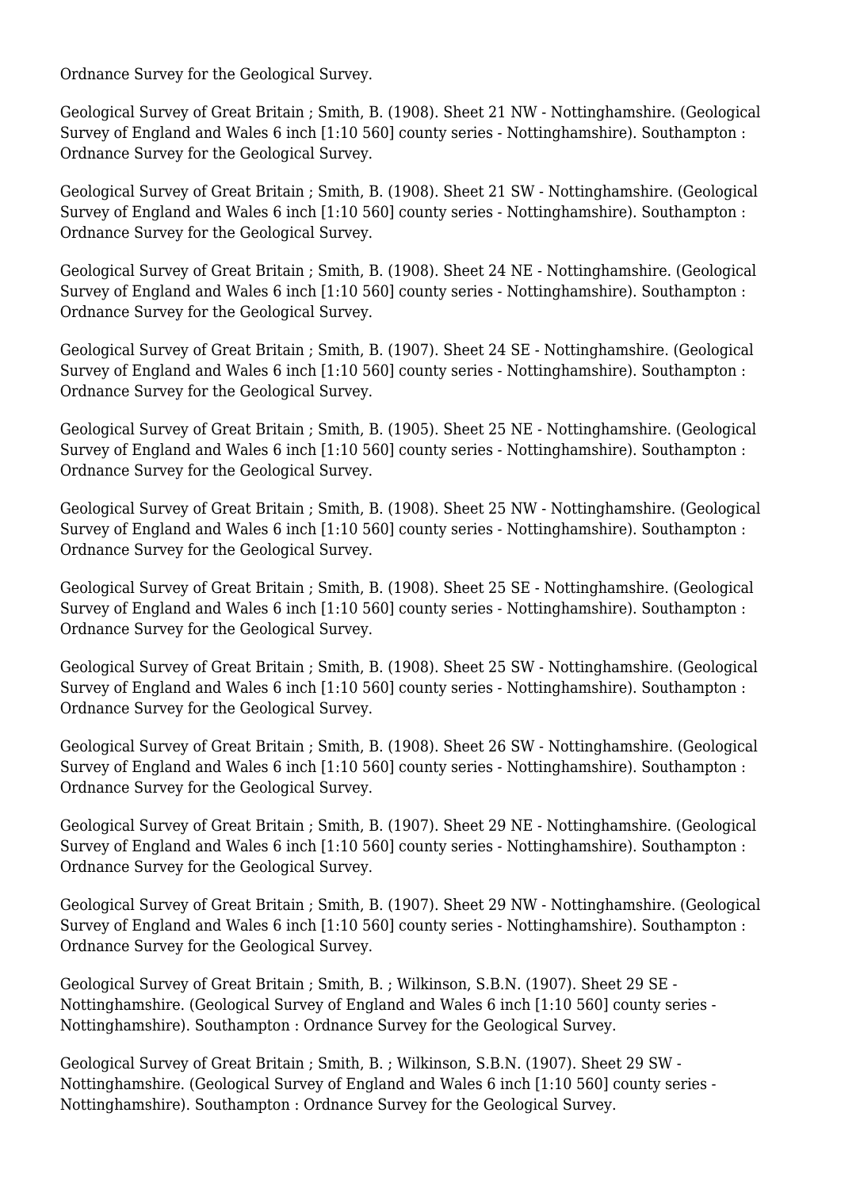Ordnance Survey for the Geological Survey.

Geological Survey of Great Britain ; Smith, B. (1908). Sheet 21 NW - Nottinghamshire. (Geological Survey of England and Wales 6 inch [1:10 560] county series - Nottinghamshire). Southampton : Ordnance Survey for the Geological Survey.

Geological Survey of Great Britain ; Smith, B. (1908). Sheet 21 SW - Nottinghamshire. (Geological Survey of England and Wales 6 inch [1:10 560] county series - Nottinghamshire). Southampton : Ordnance Survey for the Geological Survey.

Geological Survey of Great Britain ; Smith, B. (1908). Sheet 24 NE - Nottinghamshire. (Geological Survey of England and Wales 6 inch [1:10 560] county series - Nottinghamshire). Southampton : Ordnance Survey for the Geological Survey.

Geological Survey of Great Britain ; Smith, B. (1907). Sheet 24 SE - Nottinghamshire. (Geological Survey of England and Wales 6 inch [1:10 560] county series - Nottinghamshire). Southampton : Ordnance Survey for the Geological Survey.

Geological Survey of Great Britain ; Smith, B. (1905). Sheet 25 NE - Nottinghamshire. (Geological Survey of England and Wales 6 inch [1:10 560] county series - Nottinghamshire). Southampton : Ordnance Survey for the Geological Survey.

Geological Survey of Great Britain ; Smith, B. (1908). Sheet 25 NW - Nottinghamshire. (Geological Survey of England and Wales 6 inch [1:10 560] county series - Nottinghamshire). Southampton : Ordnance Survey for the Geological Survey.

Geological Survey of Great Britain ; Smith, B. (1908). Sheet 25 SE - Nottinghamshire. (Geological Survey of England and Wales 6 inch [1:10 560] county series - Nottinghamshire). Southampton : Ordnance Survey for the Geological Survey.

Geological Survey of Great Britain ; Smith, B. (1908). Sheet 25 SW - Nottinghamshire. (Geological Survey of England and Wales 6 inch [1:10 560] county series - Nottinghamshire). Southampton : Ordnance Survey for the Geological Survey.

Geological Survey of Great Britain ; Smith, B. (1908). Sheet 26 SW - Nottinghamshire. (Geological Survey of England and Wales 6 inch [1:10 560] county series - Nottinghamshire). Southampton : Ordnance Survey for the Geological Survey.

Geological Survey of Great Britain ; Smith, B. (1907). Sheet 29 NE - Nottinghamshire. (Geological Survey of England and Wales 6 inch [1:10 560] county series - Nottinghamshire). Southampton : Ordnance Survey for the Geological Survey.

Geological Survey of Great Britain ; Smith, B. (1907). Sheet 29 NW - Nottinghamshire. (Geological Survey of England and Wales 6 inch [1:10 560] county series - Nottinghamshire). Southampton : Ordnance Survey for the Geological Survey.

Geological Survey of Great Britain ; Smith, B. ; Wilkinson, S.B.N. (1907). Sheet 29 SE - Nottinghamshire. (Geological Survey of England and Wales 6 inch [1:10 560] county series - Nottinghamshire). Southampton : Ordnance Survey for the Geological Survey.

Geological Survey of Great Britain ; Smith, B. ; Wilkinson, S.B.N. (1907). Sheet 29 SW - Nottinghamshire. (Geological Survey of England and Wales 6 inch [1:10 560] county series - Nottinghamshire). Southampton : Ordnance Survey for the Geological Survey.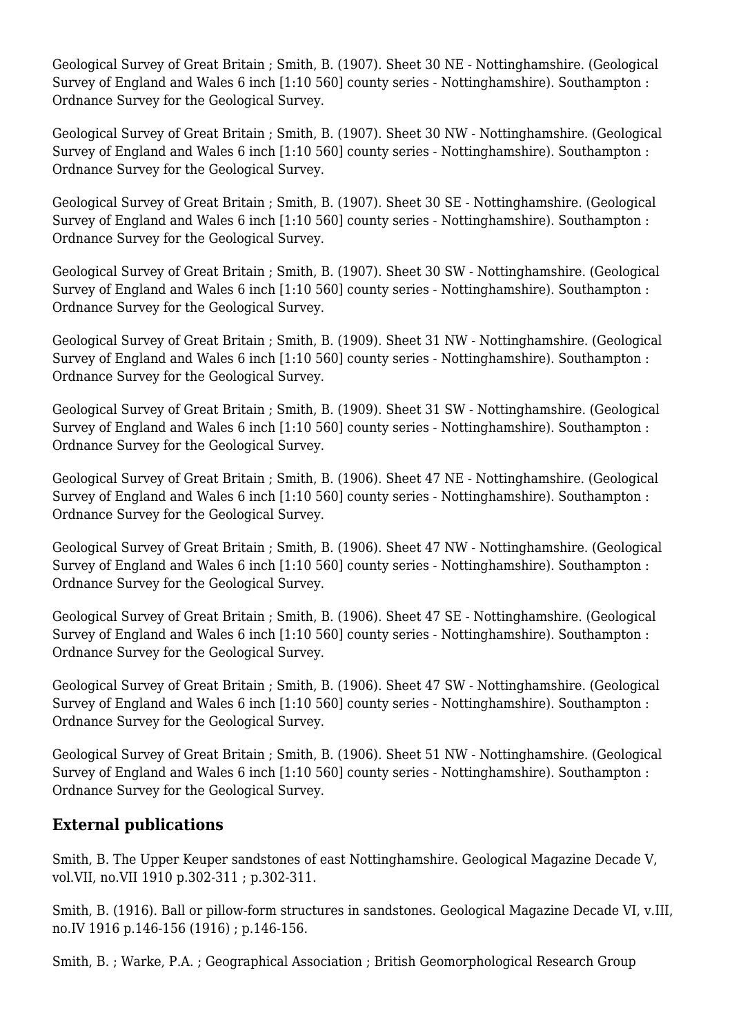Geological Survey of Great Britain ; Smith, B. (1907). Sheet 30 NE - Nottinghamshire. (Geological Survey of England and Wales 6 inch [1:10 560] county series - Nottinghamshire). Southampton : Ordnance Survey for the Geological Survey.

Geological Survey of Great Britain ; Smith, B. (1907). Sheet 30 NW - Nottinghamshire. (Geological Survey of England and Wales 6 inch [1:10 560] county series - Nottinghamshire). Southampton : Ordnance Survey for the Geological Survey.

Geological Survey of Great Britain ; Smith, B. (1907). Sheet 30 SE - Nottinghamshire. (Geological Survey of England and Wales 6 inch [1:10 560] county series - Nottinghamshire). Southampton : Ordnance Survey for the Geological Survey.

Geological Survey of Great Britain ; Smith, B. (1907). Sheet 30 SW - Nottinghamshire. (Geological Survey of England and Wales 6 inch [1:10 560] county series - Nottinghamshire). Southampton : Ordnance Survey for the Geological Survey.

Geological Survey of Great Britain ; Smith, B. (1909). Sheet 31 NW - Nottinghamshire. (Geological Survey of England and Wales 6 inch [1:10 560] county series - Nottinghamshire). Southampton : Ordnance Survey for the Geological Survey.

Geological Survey of Great Britain ; Smith, B. (1909). Sheet 31 SW - Nottinghamshire. (Geological Survey of England and Wales 6 inch [1:10 560] county series - Nottinghamshire). Southampton : Ordnance Survey for the Geological Survey.

Geological Survey of Great Britain ; Smith, B. (1906). Sheet 47 NE - Nottinghamshire. (Geological Survey of England and Wales 6 inch [1:10 560] county series - Nottinghamshire). Southampton : Ordnance Survey for the Geological Survey.

Geological Survey of Great Britain ; Smith, B. (1906). Sheet 47 NW - Nottinghamshire. (Geological Survey of England and Wales 6 inch [1:10 560] county series - Nottinghamshire). Southampton : Ordnance Survey for the Geological Survey.

Geological Survey of Great Britain ; Smith, B. (1906). Sheet 47 SE - Nottinghamshire. (Geological Survey of England and Wales 6 inch [1:10 560] county series - Nottinghamshire). Southampton : Ordnance Survey for the Geological Survey.

Geological Survey of Great Britain ; Smith, B. (1906). Sheet 47 SW - Nottinghamshire. (Geological Survey of England and Wales 6 inch [1:10 560] county series - Nottinghamshire). Southampton : Ordnance Survey for the Geological Survey.

Geological Survey of Great Britain ; Smith, B. (1906). Sheet 51 NW - Nottinghamshire. (Geological Survey of England and Wales 6 inch [1:10 560] county series - Nottinghamshire). Southampton : Ordnance Survey for the Geological Survey.

## External publications

Smith, B. The Upper Keuper sandstones of east Nottinghamshire. Geological Magazine Decade V, vol.VII, no.VII 1910 p.302-311 ; p.302-311.

Smith, B. (1916). Ball or pillow-form structures in sandstones. Geological Magazine Decade VI, v.III, no.IV 1916 p.146-156 (1916) ; p.146-156.

Smith, B. ; Warke, P.A. ; Geographical Association ; British Geomorphological Research Group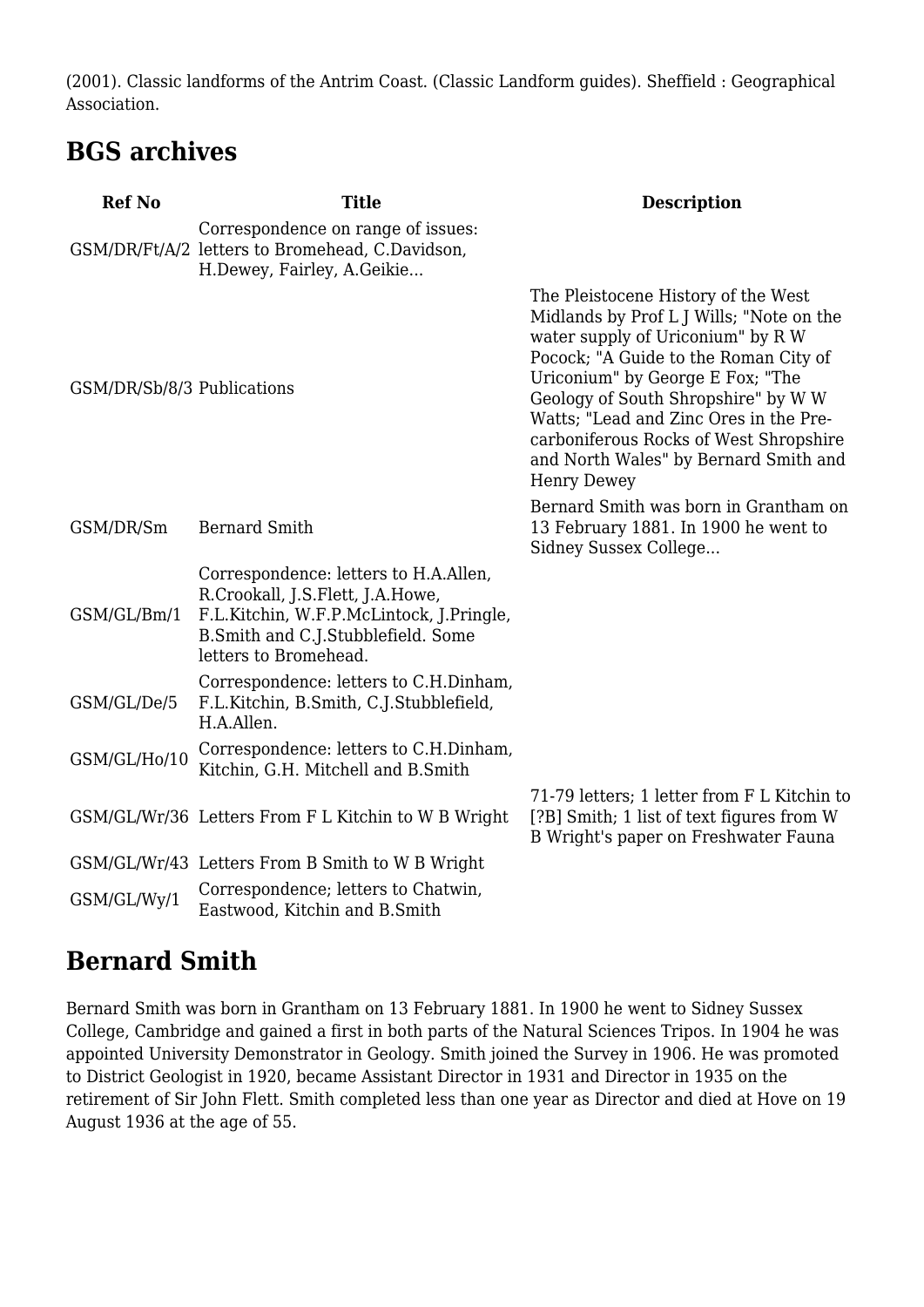(2001). Classic landforms of the Antrim Coast. (Classic Landform guides). Sheffield : Geographical Association.

## BGS archives

| Ref No | Title | Description |
|---|---|---|
| GSM/DR/Ft/A/2 | Correspondence on range of issues: letters to Bromehead, C.Davidson, H.Dewey, Fairley, A.Geikie... | |
| GSM/DR/Sb/8/3 | Publications | The Pleistocene History of the West Midlands by Prof L J Wills; "Note on the water supply of Uriconium" by R W Pocock; "A Guide to the Roman City of Uriconium" by George E Fox; "The Geology of South Shropshire" by W W Watts; "Lead and Zinc Ores in the Pre-carboniferous Rocks of West Shropshire and North Wales" by Bernard Smith and Henry Dewey |
| GSM/DR/Sm | Bernard Smith | Bernard Smith was born in Grantham on 13 February 1881. In 1900 he went to Sidney Sussex College... |
| GSM/GL/Bm/1 | Correspondence: letters to H.A.Allen, R.Crookall, J.S.Flett, J.A.Howe, F.L.Kitchin, W.F.P.McLintock, J.Pringle, B.Smith and C.J.Stubblefield. Some letters to Bromehead. | |
| GSM/GL/De/5 | Correspondence: letters to C.H.Dinham, F.L.Kitchin, B.Smith, C.J.Stubblefield, H.A.Allen. | |
| GSM/GL/Ho/10 | Correspondence: letters to C.H.Dinham, Kitchin, G.H. Mitchell and B.Smith | |
| GSM/GL/Wr/36 | Letters From F L Kitchin to W B Wright | 71-79 letters; 1 letter from F L Kitchin to [?B] Smith; 1 list of text figures from W B Wright's paper on Freshwater Fauna |
| GSM/GL/Wr/43 | Letters From B Smith to W B Wright | |
| GSM/GL/Wy/1 | Correspondence; letters to Chatwin, Eastwood, Kitchin and B.Smith | |

## Bernard Smith

Bernard Smith was born in Grantham on 13 February 1881. In 1900 he went to Sidney Sussex College, Cambridge and gained a first in both parts of the Natural Sciences Tripos. In 1904 he was appointed University Demonstrator in Geology. Smith joined the Survey in 1906. He was promoted to District Geologist in 1920, became Assistant Director in 1931 and Director in 1935 on the retirement of Sir John Flett. Smith completed less than one year as Director and died at Hove on 19 August 1936 at the age of 55.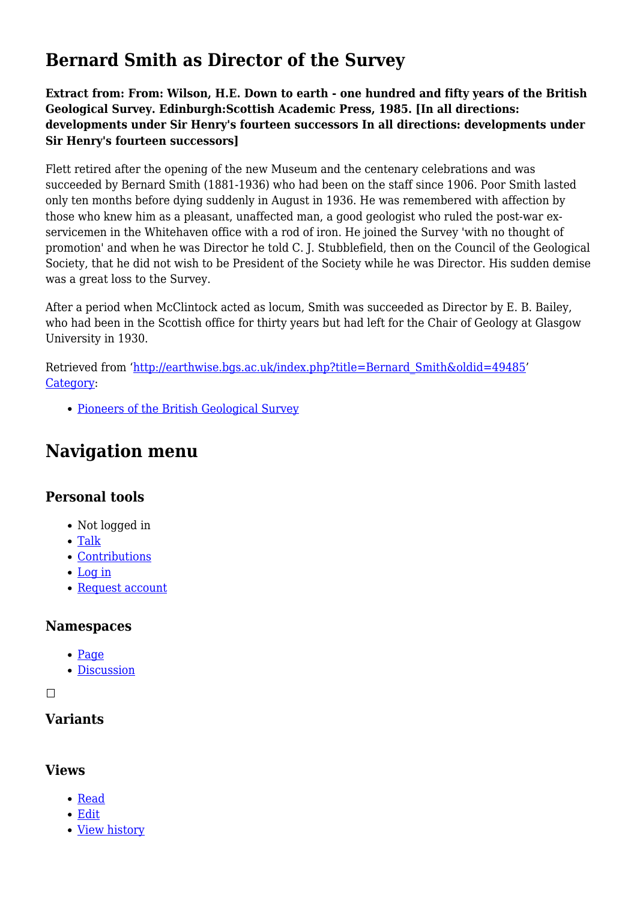# Bernard Smith as Director of the Survey

**Extract from: From: Wilson, H.E. Down to earth - one hundred and fifty years of the British Geological Survey. Edinburgh:Scottish Academic Press, 1985. [In all directions: developments under Sir Henry's fourteen successors In all directions: developments under Sir Henry's fourteen successors]**

Flett retired after the opening of the new Museum and the centenary celebrations and was succeeded by Bernard Smith (1881-1936) who had been on the staff since 1906. Poor Smith lasted only ten months before dying suddenly in August in 1936. He was remembered with affection by those who knew him as a pleasant, unaffected man, a good geologist who ruled the post-war ex-servicemen in the Whitehaven office with a rod of iron. He joined the Survey 'with no thought of promotion' and when he was Director he told C. J. Stubblefield, then on the Council of the Geological Society, that he did not wish to be President of the Society while he was Director. His sudden demise was a great loss to the Survey.

After a period when McClintock acted as locum, Smith was succeeded as Director by E. B. Bailey, who had been in the Scottish office for thirty years but had left for the Chair of Geology at Glasgow University in 1930.

Retrieved from 'http://earthwise.bgs.ac.uk/index.php?title=Bernard_Smith&oldid=49485'
Category:

- Pioneers of the British Geological Survey

## Navigation menu

### Personal tools

- Not logged in
- Talk
- Contributions
- Log in
- Request account

### Namespaces

- Page
- Discussion

### Variants

### Views

- Read
- Edit
- View history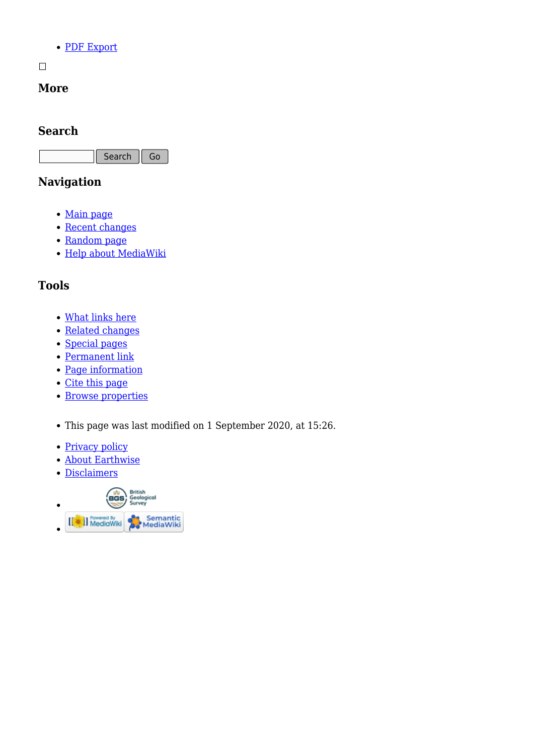- PDF Export

☐

## More

## Search

Search Go

## Navigation

- Main page
- Recent changes
- Random page
- Help about MediaWiki

## Tools

- What links here
- Related changes
- Special pages
- Permanent link
- Page information
- Cite this page
- Browse properties

- This page was last modified on 1 September 2020, at 15:26.

- Privacy policy
- About Earthwise
- Disclaimers